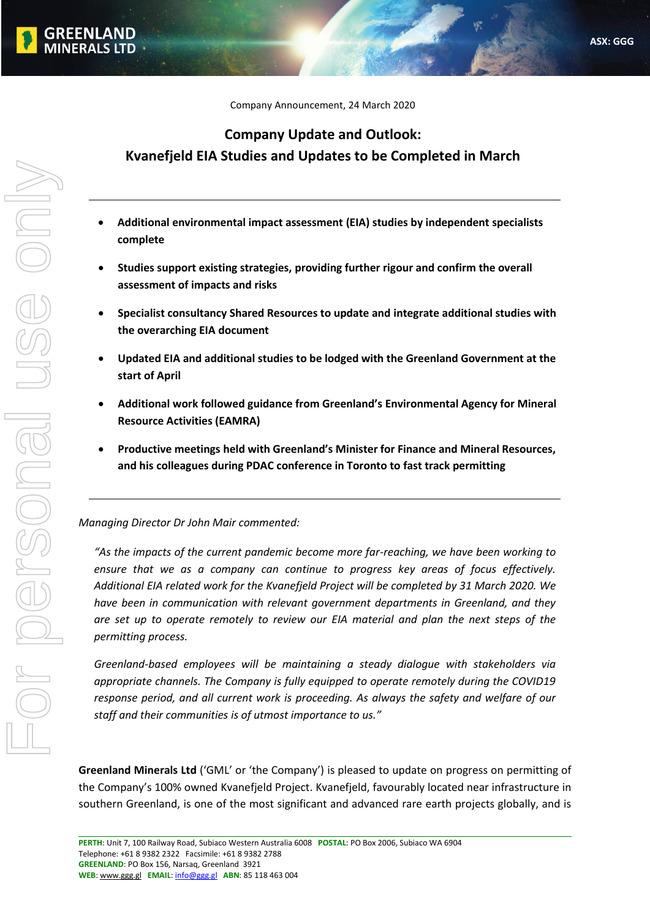Company Announcement, 24 March 2020

# Company Update and Outlook: Kvanefjeld EIA Studies and Updates to be Completed in March

- **Additional environmental impact assessment (EIA) studies by independent specialists complete**
- **Studies support existing strategies, providing further rigour and confirm the overall assessment of impacts and risks**
- **Specialist consultancy Shared Resources to update and integrate additional studies with the overarching EIA document**
- **Updated EIA and additional studies to be lodged with the Greenland Government at the start of April**
- **Additional work followed guidance from Greenland's Environmental Agency for Mineral Resource Activities (EAMRA)**
- **Productive meetings held with Greenland's Minister for Finance and Mineral Resources, and his colleagues during PDAC conference in Toronto to fast track permitting**

*Managing Director Dr John Mair commented:*

> *"As the impacts of the current pandemic become more far-reaching, we have been working to ensure that we as a company can continue to progress key areas of focus effectively. Additional EIA related work for the Kvanefjeld Project will be completed by 31 March 2020. We have been in communication with relevant government departments in Greenland, and they are set up to operate remotely to review our EIA material and plan the next steps of the permitting process.*
>
> *Greenland-based employees will be maintaining a steady dialogue with stakeholders via appropriate channels. The Company is fully equipped to operate remotely during the COVID19 response period, and all current work is proceeding. As always the safety and welfare of our staff and their communities is of utmost importance to us."*

**Greenland Minerals Ltd** ('GML' or 'the Company') is pleased to update on progress on permitting of the Company's 100% owned Kvanefjeld Project. Kvanefjeld, favourably located near infrastructure in southern Greenland, is one of the most significant and advanced rare earth projects globally, and is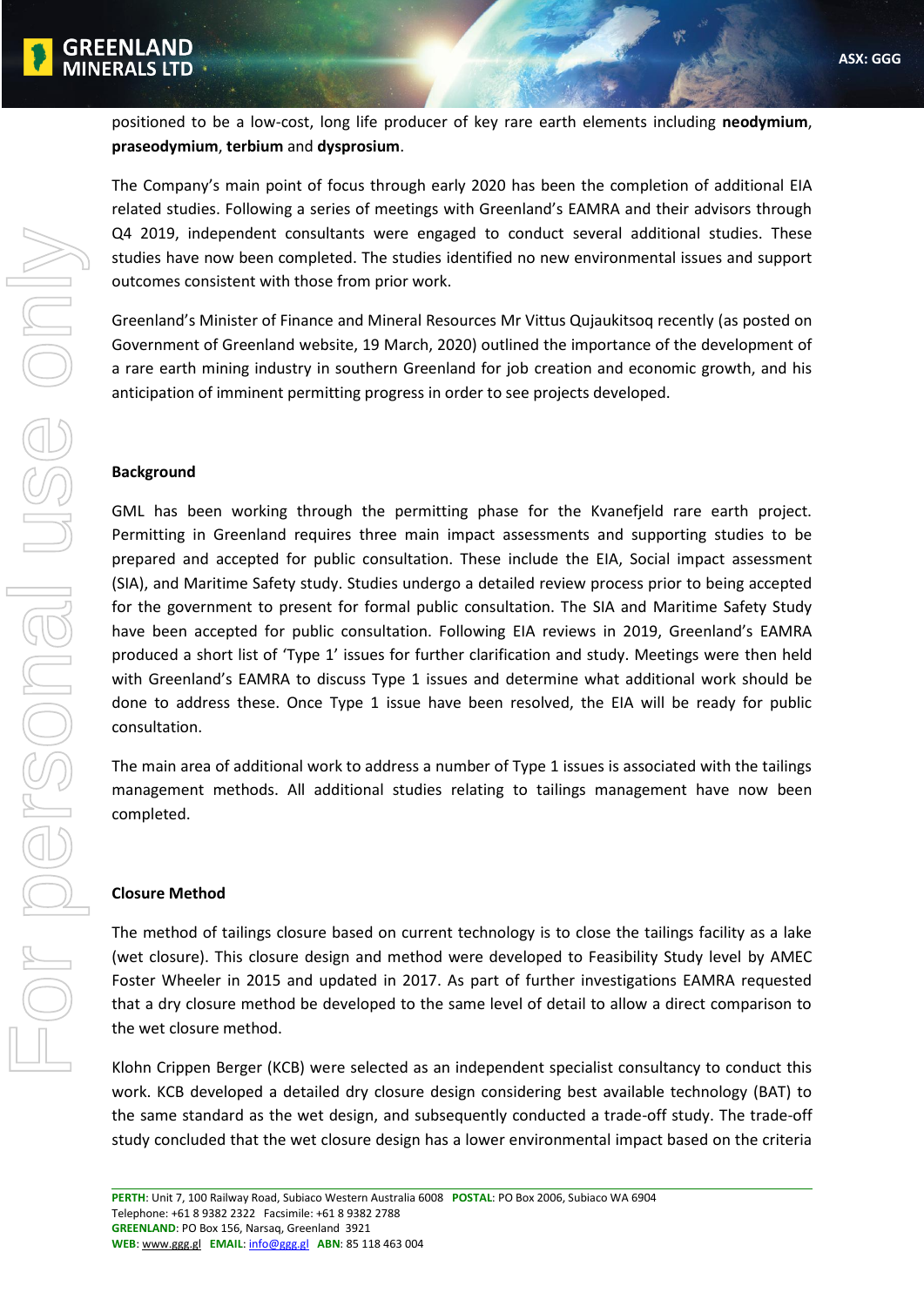positioned to be a low-cost, long life producer of key rare earth elements including **neodymium**, **praseodymium**, **terbium** and **dysprosium**.

The Company's main point of focus through early 2020 has been the completion of additional EIA related studies. Following a series of meetings with Greenland's EAMRA and their advisors through Q4 2019, independent consultants were engaged to conduct several additional studies. These studies have now been completed. The studies identified no new environmental issues and support outcomes consistent with those from prior work.

Greenland's Minister of Finance and Mineral Resources Mr Vittus Qujaukitsoq recently (as posted on Government of Greenland website, 19 March, 2020) outlined the importance of the development of a rare earth mining industry in southern Greenland for job creation and economic growth, and his anticipation of imminent permitting progress in order to see projects developed.

## Background

GML has been working through the permitting phase for the Kvanefjeld rare earth project. Permitting in Greenland requires three main impact assessments and supporting studies to be prepared and accepted for public consultation. These include the EIA, Social impact assessment (SIA), and Maritime Safety study. Studies undergo a detailed review process prior to being accepted for the government to present for formal public consultation. The SIA and Maritime Safety Study have been accepted for public consultation. Following EIA reviews in 2019, Greenland's EAMRA produced a short list of 'Type 1' issues for further clarification and study. Meetings were then held with Greenland's EAMRA to discuss Type 1 issues and determine what additional work should be done to address these. Once Type 1 issue have been resolved, the EIA will be ready for public consultation.

The main area of additional work to address a number of Type 1 issues is associated with the tailings management methods. All additional studies relating to tailings management have now been completed.

## Closure Method

The method of tailings closure based on current technology is to close the tailings facility as a lake (wet closure). This closure design and method were developed to Feasibility Study level by AMEC Foster Wheeler in 2015 and updated in 2017. As part of further investigations EAMRA requested that a dry closure method be developed to the same level of detail to allow a direct comparison to the wet closure method.

Klohn Crippen Berger (KCB) were selected as an independent specialist consultancy to conduct this work. KCB developed a detailed dry closure design considering best available technology (BAT) to the same standard as the wet design, and subsequently conducted a trade-off study. The trade-off study concluded that the wet closure design has a lower environmental impact based on the criteria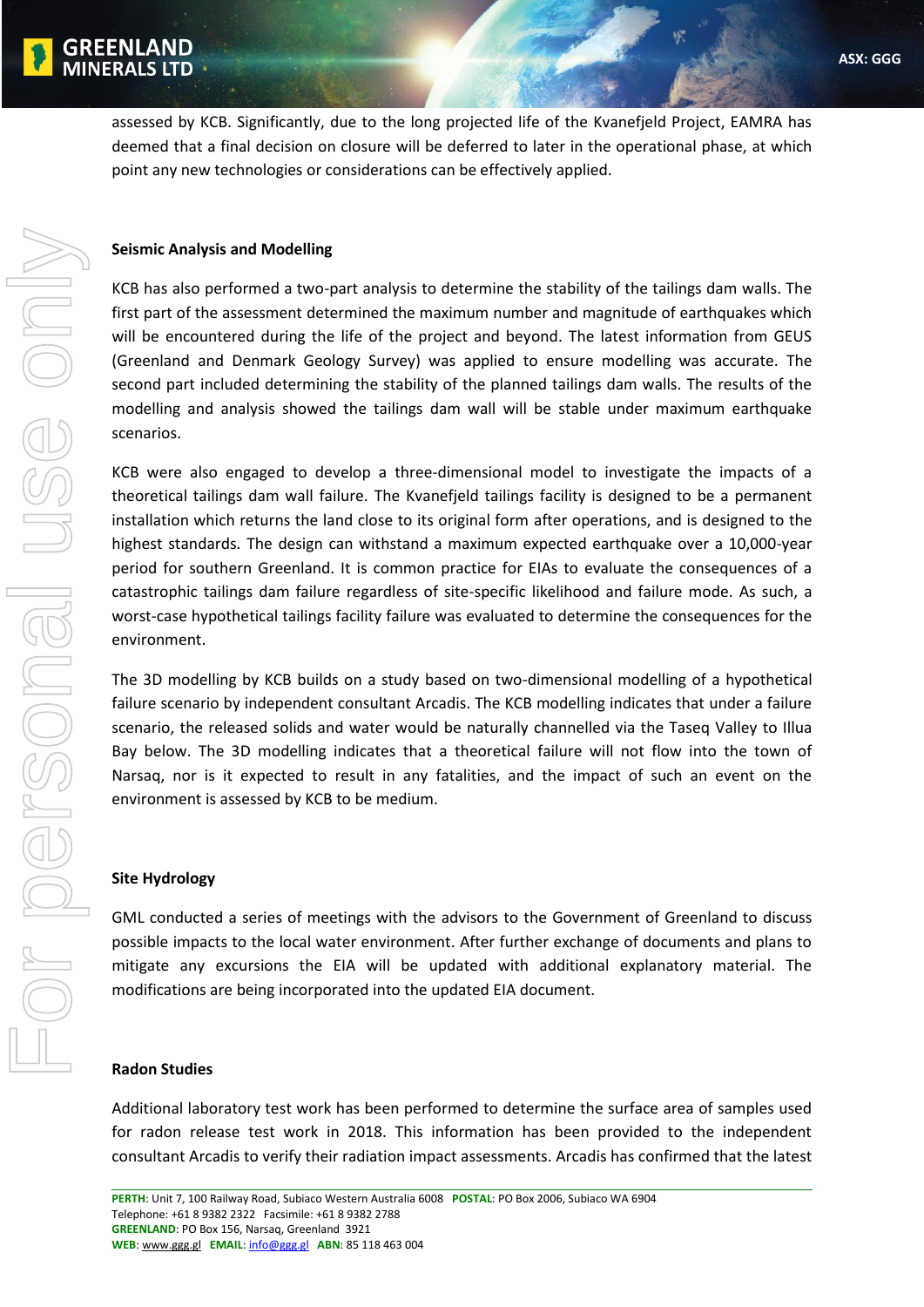assessed by KCB. Significantly, due to the long projected life of the Kvanefjeld Project, EAMRA has deemed that a final decision on closure will be deferred to later in the operational phase, at which point any new technologies or considerations can be effectively applied.

**Seismic Analysis and Modelling**

KCB has also performed a two-part analysis to determine the stability of the tailings dam walls. The first part of the assessment determined the maximum number and magnitude of earthquakes which will be encountered during the life of the project and beyond. The latest information from GEUS (Greenland and Denmark Geology Survey) was applied to ensure modelling was accurate. The second part included determining the stability of the planned tailings dam walls. The results of the modelling and analysis showed the tailings dam wall will be stable under maximum earthquake scenarios.

KCB were also engaged to develop a three-dimensional model to investigate the impacts of a theoretical tailings dam wall failure. The Kvanefjeld tailings facility is designed to be a permanent installation which returns the land close to its original form after operations, and is designed to the highest standards. The design can withstand a maximum expected earthquake over a 10,000-year period for southern Greenland. It is common practice for EIAs to evaluate the consequences of a catastrophic tailings dam failure regardless of site-specific likelihood and failure mode. As such, a worst-case hypothetical tailings facility failure was evaluated to determine the consequences for the environment.

The 3D modelling by KCB builds on a study based on two-dimensional modelling of a hypothetical failure scenario by independent consultant Arcadis. The KCB modelling indicates that under a failure scenario, the released solids and water would be naturally channelled via the Taseq Valley to Illua Bay below. The 3D modelling indicates that a theoretical failure will not flow into the town of Narsaq, nor is it expected to result in any fatalities, and the impact of such an event on the environment is assessed by KCB to be medium.

**Site Hydrology**

GML conducted a series of meetings with the advisors to the Government of Greenland to discuss possible impacts to the local water environment. After further exchange of documents and plans to mitigate any excursions the EIA will be updated with additional explanatory material. The modifications are being incorporated into the updated EIA document.

**Radon Studies**

Additional laboratory test work has been performed to determine the surface area of samples used for radon release test work in 2018. This information has been provided to the independent consultant Arcadis to verify their radiation impact assessments. Arcadis has confirmed that the latest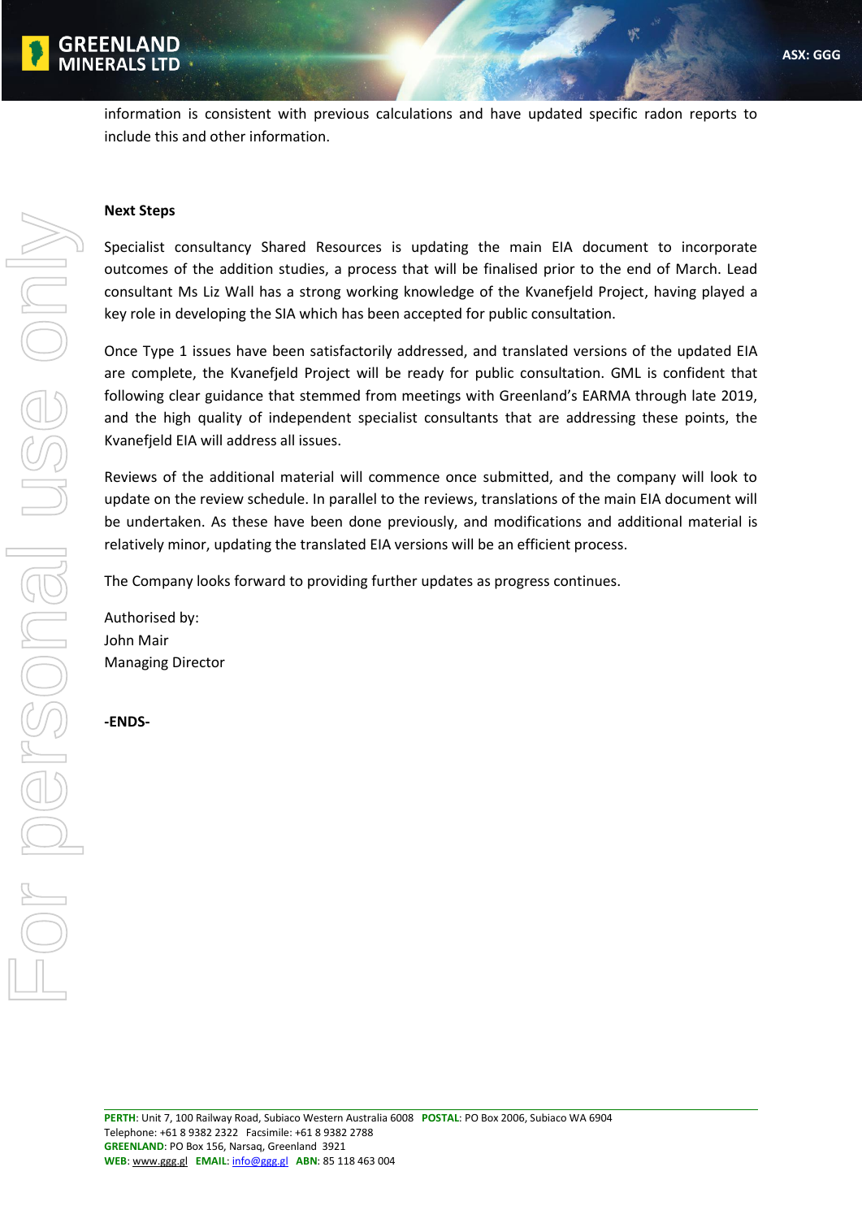information is consistent with previous calculations and have updated specific radon reports to include this and other information.

**Next Steps**

Specialist consultancy Shared Resources is updating the main EIA document to incorporate outcomes of the addition studies, a process that will be finalised prior to the end of March. Lead consultant Ms Liz Wall has a strong working knowledge of the Kvanefjeld Project, having played a key role in developing the SIA which has been accepted for public consultation.

Once Type 1 issues have been satisfactorily addressed, and translated versions of the updated EIA are complete, the Kvanefjeld Project will be ready for public consultation. GML is confident that following clear guidance that stemmed from meetings with Greenland's EARMA through late 2019, and the high quality of independent specialist consultants that are addressing these points, the Kvanefjeld EIA will address all issues.

Reviews of the additional material will commence once submitted, and the company will look to update on the review schedule. In parallel to the reviews, translations of the main EIA document will be undertaken. As these have been done previously, and modifications and additional material is relatively minor, updating the translated EIA versions will be an efficient process.

The Company looks forward to providing further updates as progress continues.

Authorised by:
John Mair
Managing Director

**-ENDS-**

**PERTH**: Unit 7, 100 Railway Road, Subiaco Western Australia 6008 **POSTAL**: PO Box 2006, Subiaco WA 6904
Telephone: +61 8 9382 2322 Facsimile: +61 8 9382 2788
**GREENLAND**: PO Box 156, Narsaq, Greenland 3921
**WEB**: www.ggg.gl **EMAIL**: info@ggg.gl **ABN**: 85 118 463 004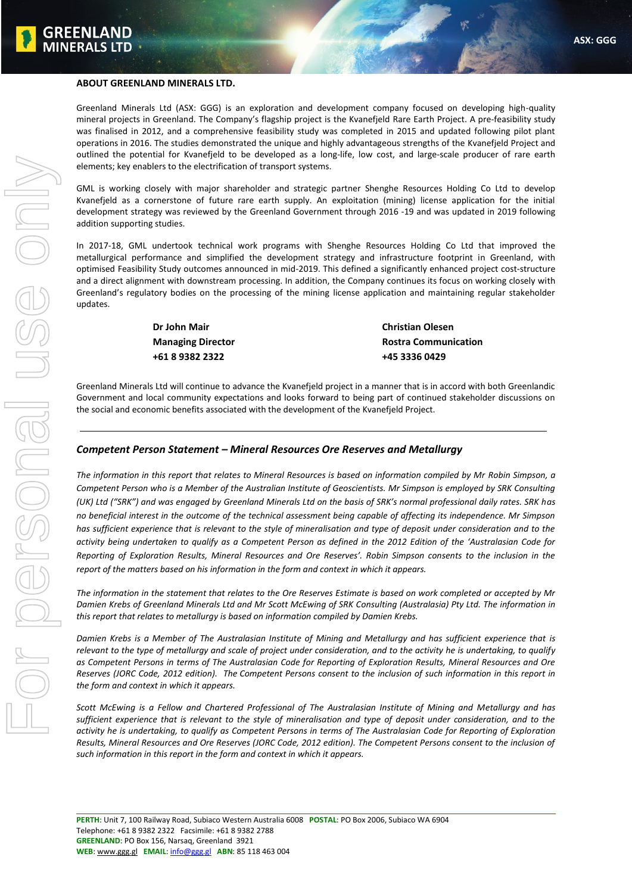**ABOUT GREENLAND MINERALS LTD.**

Greenland Minerals Ltd (ASX: GGG) is an exploration and development company focused on developing high-quality mineral projects in Greenland. The Company's flagship project is the Kvanefjeld Rare Earth Project. A pre-feasibility study was finalised in 2012, and a comprehensive feasibility study was completed in 2015 and updated following pilot plant operations in 2016. The studies demonstrated the unique and highly advantageous strengths of the Kvanefjeld Project and outlined the potential for Kvanefjeld to be developed as a long-life, low cost, and large-scale producer of rare earth elements; key enablers to the electrification of transport systems.

GML is working closely with major shareholder and strategic partner Shenghe Resources Holding Co Ltd to develop Kvanefjeld as a cornerstone of future rare earth supply. An exploitation (mining) license application for the initial development strategy was reviewed by the Greenland Government through 2016 -19 and was updated in 2019 following addition supporting studies.

In 2017-18, GML undertook technical work programs with Shenghe Resources Holding Co Ltd that improved the metallurgical performance and simplified the development strategy and infrastructure footprint in Greenland, with optimised Feasibility Study outcomes announced in mid-2019. This defined a significantly enhanced project cost-structure and a direct alignment with downstream processing. In addition, the Company continues its focus on working closely with Greenland's regulatory bodies on the processing of the mining license application and maintaining regular stakeholder updates.

**Dr John Mair**
**Managing Director**
**+61 8 9382 2322**

**Christian Olesen**
**Rostra Communication**
**+45 3336 0429**

Greenland Minerals Ltd will continue to advance the Kvanefjeld project in a manner that is in accord with both Greenlandic Government and local community expectations and looks forward to being part of continued stakeholder discussions on the social and economic benefits associated with the development of the Kvanefjeld Project.

---

### *Competent Person Statement – Mineral Resources Ore Reserves and Metallurgy*

*The information in this report that relates to Mineral Resources is based on information compiled by Mr Robin Simpson, a Competent Person who is a Member of the Australian Institute of Geoscientists. Mr Simpson is employed by SRK Consulting (UK) Ltd ("SRK") and was engaged by Greenland Minerals Ltd on the basis of SRK's normal professional daily rates. SRK has no beneficial interest in the outcome of the technical assessment being capable of affecting its independence. Mr Simpson has sufficient experience that is relevant to the style of mineralisation and type of deposit under consideration and to the activity being undertaken to qualify as a Competent Person as defined in the 2012 Edition of the 'Australasian Code for Reporting of Exploration Results, Mineral Resources and Ore Reserves'. Robin Simpson consents to the inclusion in the report of the matters based on his information in the form and context in which it appears.*

*The information in the statement that relates to the Ore Reserves Estimate is based on work completed or accepted by Mr Damien Krebs of Greenland Minerals Ltd and Mr Scott McEwing of SRK Consulting (Australasia) Pty Ltd. The information in this report that relates to metallurgy is based on information compiled by Damien Krebs.*

*Damien Krebs is a Member of The Australasian Institute of Mining and Metallurgy and has sufficient experience that is relevant to the type of metallurgy and scale of project under consideration, and to the activity he is undertaking, to qualify as Competent Persons in terms of The Australasian Code for Reporting of Exploration Results, Mineral Resources and Ore Reserves (JORC Code, 2012 edition). The Competent Persons consent to the inclusion of such information in this report in the form and context in which it appears.*

*Scott McEwing is a Fellow and Chartered Professional of The Australasian Institute of Mining and Metallurgy and has sufficient experience that is relevant to the style of mineralisation and type of deposit under consideration, and to the activity he is undertaking, to qualify as Competent Persons in terms of The Australasian Code for Reporting of Exploration Results, Mineral Resources and Ore Reserves (JORC Code, 2012 edition). The Competent Persons consent to the inclusion of such information in this report in the form and context in which it appears.*

**PERTH**: Unit 7, 100 Railway Road, Subiaco Western Australia 6008 **POSTAL**: PO Box 2006, Subiaco WA 6904
Telephone: +61 8 9382 2322 Facsimile: +61 8 9382 2788
**GREENLAND**: PO Box 156, Narsaq, Greenland 3921
**WEB**: www.ggg.gl **EMAIL**: info@ggg.gl **ABN**: 85 118 463 004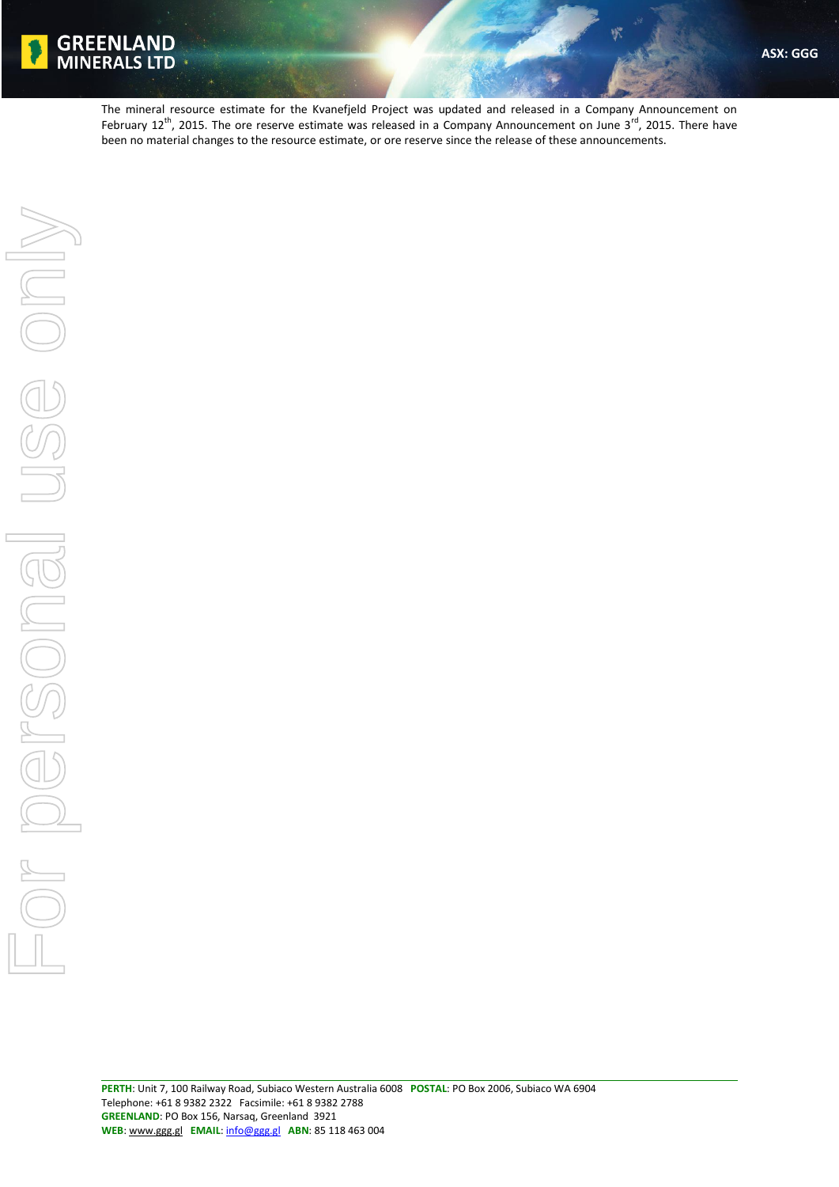The mineral resource estimate for the Kvanefjeld Project was updated and released in a Company Announcement on February 12th, 2015. The ore reserve estimate was released in a Company Announcement on June 3rd, 2015. There have been no material changes to the resource estimate, or ore reserve since the release of these announcements.